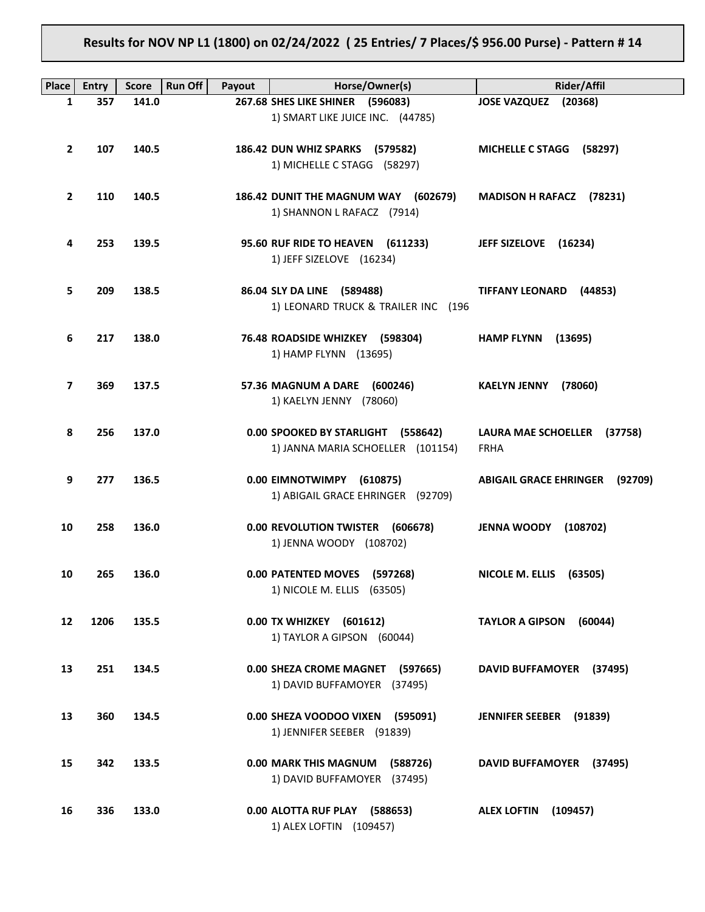**Results for NOV NP L1 (1800) on 02/24/2022 ( 25 Entries/ 7 Places/$ 956.00 Purse) - Pattern # 14**

| Place | Entry | Score | Run Off | Payout | Horse/Owner(s) | Rider/Affil |
|---|---|---|---|---|---|---|
| 1 | 357 | 141.0 | | 267.68 | **SHES LIKE SHINER (596083)**<br>1) SMART LIKE JUICE INC. (44785) | **JOSE VAZQUEZ (20368)** |
| 2 | 107 | 140.5 | | 186.42 | **DUN WHIZ SPARKS (579582)**<br>1) MICHELLE C STAGG (58297) | **MICHELLE C STAGG (58297)** |
| 2 | 110 | 140.5 | | 186.42 | **DUNIT THE MAGNUM WAY (602679)**<br>1) SHANNON L RAFACZ (7914) | **MADISON H RAFACZ (78231)** |
| 4 | 253 | 139.5 | | 95.60 | **RUF RIDE TO HEAVEN (611233)**<br>1) JEFF SIZELOVE (16234) | **JEFF SIZELOVE (16234)** |
| 5 | 209 | 138.5 | | 86.04 | **SLY DA LINE (589488)**<br>1) LEONARD TRUCK & TRAILER INC (196 | **TIFFANY LEONARD (44853)** |
| 6 | 217 | 138.0 | | 76.48 | **ROADSIDE WHIZKEY (598304)**<br>1) HAMP FLYNN (13695) | **HAMP FLYNN (13695)** |
| 7 | 369 | 137.5 | | 57.36 | **MAGNUM A DARE (600246)**<br>1) KAELYN JENNY (78060) | **KAELYN JENNY (78060)** |
| 8 | 256 | 137.0 | | 0.00 | **SPOOKED BY STARLIGHT (558642)**<br>1) JANNA MARIA SCHOELLER (101154) | **LAURA MAE SCHOELLER (37758)**<br>FRHA |
| 9 | 277 | 136.5 | | 0.00 | **EIMNOTWIMPY (610875)**<br>1) ABIGAIL GRACE EHRINGER (92709) | **ABIGAIL GRACE EHRINGER (92709)** |
| 10 | 258 | 136.0 | | 0.00 | **REVOLUTION TWISTER (606678)**<br>1) JENNA WOODY (108702) | **JENNA WOODY (108702)** |
| 10 | 265 | 136.0 | | 0.00 | **PATENTED MOVES (597268)**<br>1) NICOLE M. ELLIS (63505) | **NICOLE M. ELLIS (63505)** |
| 12 | 1206 | 135.5 | | 0.00 | **TX WHIZKEY (601612)**<br>1) TAYLOR A GIPSON (60044) | **TAYLOR A GIPSON (60044)** |
| 13 | 251 | 134.5 | | 0.00 | **SHEZA CROME MAGNET (597665)**<br>1) DAVID BUFFAMOYER (37495) | **DAVID BUFFAMOYER (37495)** |
| 13 | 360 | 134.5 | | 0.00 | **SHEZA VOODOO VIXEN (595091)**<br>1) JENNIFER SEEBER (91839) | **JENNIFER SEEBER (91839)** |
| 15 | 342 | 133.5 | | 0.00 | **MARK THIS MAGNUM (588726)**<br>1) DAVID BUFFAMOYER (37495) | **DAVID BUFFAMOYER (37495)** |
| 16 | 336 | 133.0 | | 0.00 | **ALOTTA RUF PLAY (588653)**<br>1) ALEX LOFTIN (109457) | **ALEX LOFTIN (109457)** |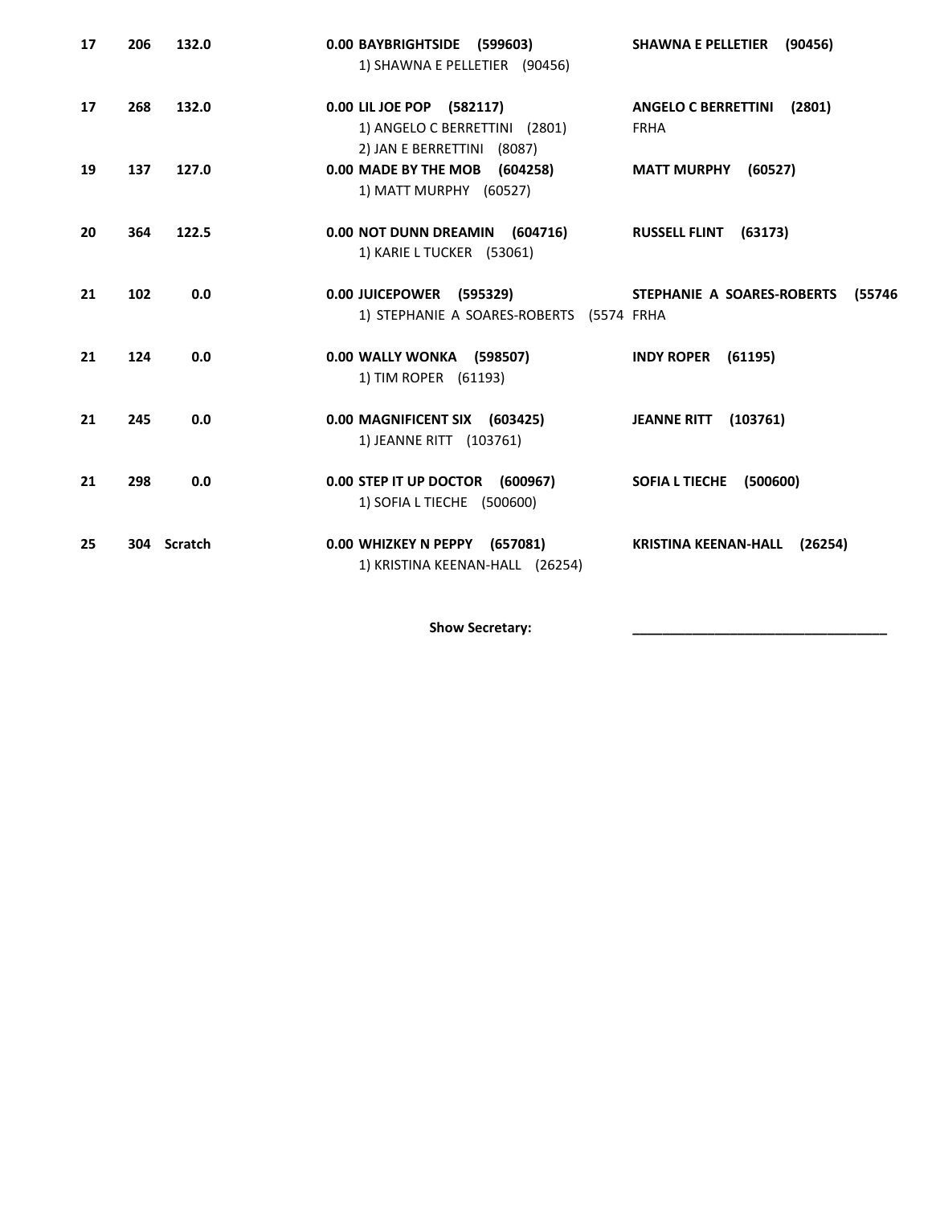| | | | | | |
|---|---|---|---|---|---|
| 17 | 206 | 132.0 | 0.00 | **BAYBRIGHTSIDE (599603)**<br>1) SHAWNA E PELLETIER (90456) | **SHAWNA E PELLETIER (90456)** |
| 17 | 268 | 132.0 | 0.00 | **LIL JOE POP (582117)**<br>1) ANGELO C BERRETTINI (2801)<br>2) JAN E BERRETTINI (8087) | **ANGELO C BERRETTINI (2801)**<br>FRHA |
| 19 | 137 | 127.0 | 0.00 | **MADE BY THE MOB (604258)**<br>1) MATT MURPHY (60527) | **MATT MURPHY (60527)** |
| 20 | 364 | 122.5 | 0.00 | **NOT DUNN DREAMIN (604716)**<br>1) KARIE L TUCKER (53061) | **RUSSELL FLINT (63173)** |
| 21 | 102 | 0.0 | 0.00 | **JUICEPOWER (595329)**<br>1) STEPHANIE A SOARES-ROBERTS (5574 | **STEPHANIE A SOARES-ROBERTS (55746**<br>FRHA |
| 21 | 124 | 0.0 | 0.00 | **WALLY WONKA (598507)**<br>1) TIM ROPER (61193) | **INDY ROPER (61195)** |
| 21 | 245 | 0.0 | 0.00 | **MAGNIFICENT SIX (603425)**<br>1) JEANNE RITT (103761) | **JEANNE RITT (103761)** |
| 21 | 298 | 0.0 | 0.00 | **STEP IT UP DOCTOR (600967)**<br>1) SOFIA L TIECHE (500600) | **SOFIA L TIECHE (500600)** |
| 25 | 304 | Scratch | 0.00 | **WHIZKEY N PEPPY (657081)**<br>1) KRISTINA KEENAN-HALL (26254) | **KRISTINA KEENAN-HALL (26254)** |

**Show Secretary:** ___________________________________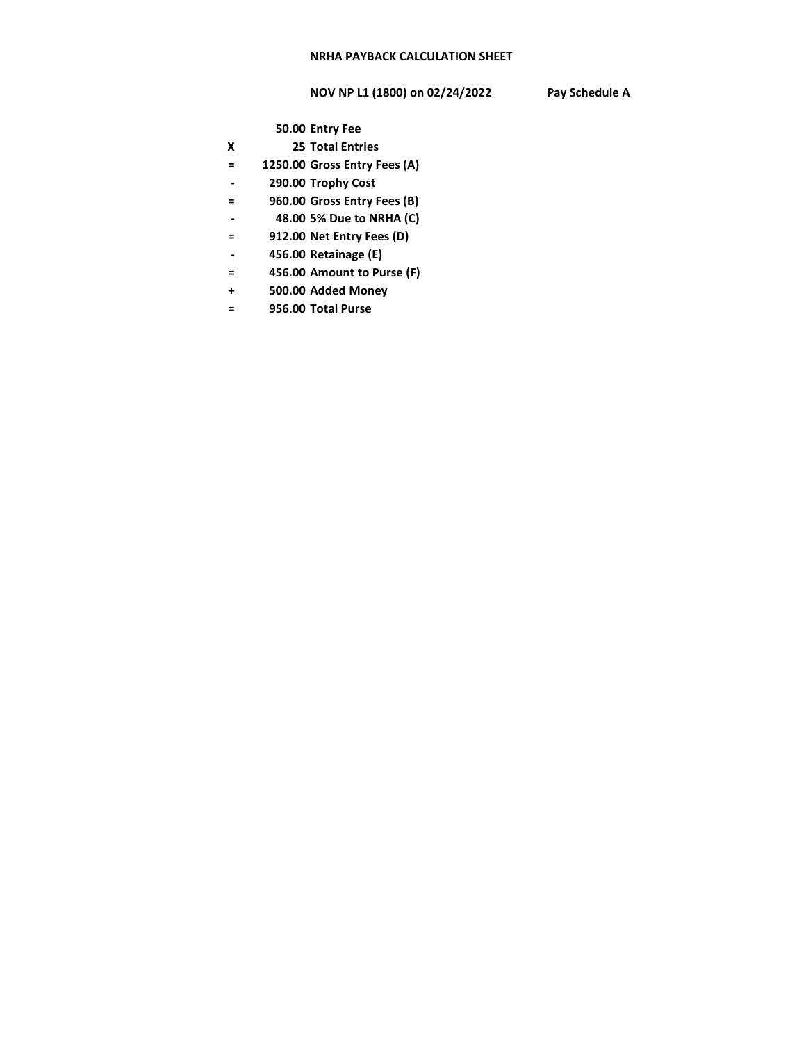**NRHA PAYBACK CALCULATION SHEET**

**NOV NP L1 (1800) on 02/24/2022** **Pay Schedule A**

| | | |
|---|---|---|
| | 50.00 | Entry Fee |
| X | 25 | Total Entries |
| = | 1250.00 | Gross Entry Fees (A) |
| - | 290.00 | Trophy Cost |
| = | 960.00 | Gross Entry Fees (B) |
| - | 48.00 | 5% Due to NRHA (C) |
| = | 912.00 | Net Entry Fees (D) |
| - | 456.00 | Retainage (E) |
| = | 456.00 | Amount to Purse (F) |
| + | 500.00 | Added Money |
| = | 956.00 | Total Purse |